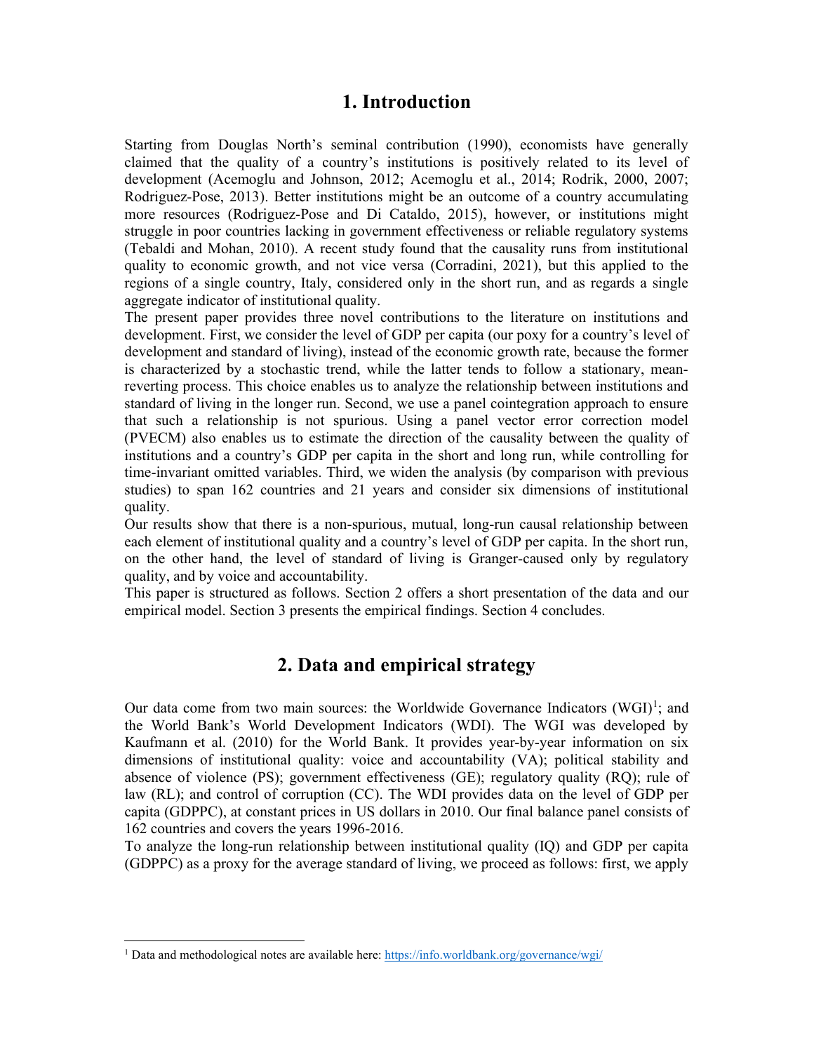# 1. Introduction

Starting from Douglas North's seminal contribution (1990), economists have generally claimed that the quality of a country's institutions is positively related to its level of development (Acemoglu and Johnson, 2012; Acemoglu et al., 2014; Rodrik, 2000, 2007; Rodriguez-Pose, 2013). Better institutions might be an outcome of a country accumulating more resources (Rodriguez-Pose and Di Cataldo, 2015), however, or institutions might struggle in poor countries lacking in government effectiveness or reliable regulatory systems (Tebaldi and Mohan, 2010). A recent study found that the causality runs from institutional quality to economic growth, and not vice versa (Corradini, 2021), but this applied to the regions of a single country, Italy, considered only in the short run, and as regards a single aggregate indicator of institutional quality.

The present paper provides three novel contributions to the literature on institutions and development. First, we consider the level of GDP per capita (our poxy for a country's level of development and standard of living), instead of the economic growth rate, because the former is characterized by a stochastic trend, while the latter tends to follow a stationary, mean-reverting process. This choice enables us to analyze the relationship between institutions and standard of living in the longer run. Second, we use a panel cointegration approach to ensure that such a relationship is not spurious. Using a panel vector error correction model (PVECM) also enables us to estimate the direction of the causality between the quality of institutions and a country's GDP per capita in the short and long run, while controlling for time-invariant omitted variables. Third, we widen the analysis (by comparison with previous studies) to span 162 countries and 21 years and consider six dimensions of institutional quality.

Our results show that there is a non-spurious, mutual, long-run causal relationship between each element of institutional quality and a country's level of GDP per capita. In the short run, on the other hand, the level of standard of living is Granger-caused only by regulatory quality, and by voice and accountability.

This paper is structured as follows. Section 2 offers a short presentation of the data and our empirical model. Section 3 presents the empirical findings. Section 4 concludes.

# 2. Data and empirical strategy

Our data come from two main sources: the Worldwide Governance Indicators (WGI)[1]; and the World Bank's World Development Indicators (WDI). The WGI was developed by Kaufmann et al. (2010) for the World Bank. It provides year-by-year information on six dimensions of institutional quality: voice and accountability (VA); political stability and absence of violence (PS); government effectiveness (GE); regulatory quality (RQ); rule of law (RL); and control of corruption (CC). The WDI provides data on the level of GDP per capita (GDPPC), at constant prices in US dollars in 2010. Our final balance panel consists of 162 countries and covers the years 1996-2016.

To analyze the long-run relationship between institutional quality (IQ) and GDP per capita (GDPPC) as a proxy for the average standard of living, we proceed as follows: first, we apply

[1] Data and methodological notes are available here: https://info.worldbank.org/governance/wgi/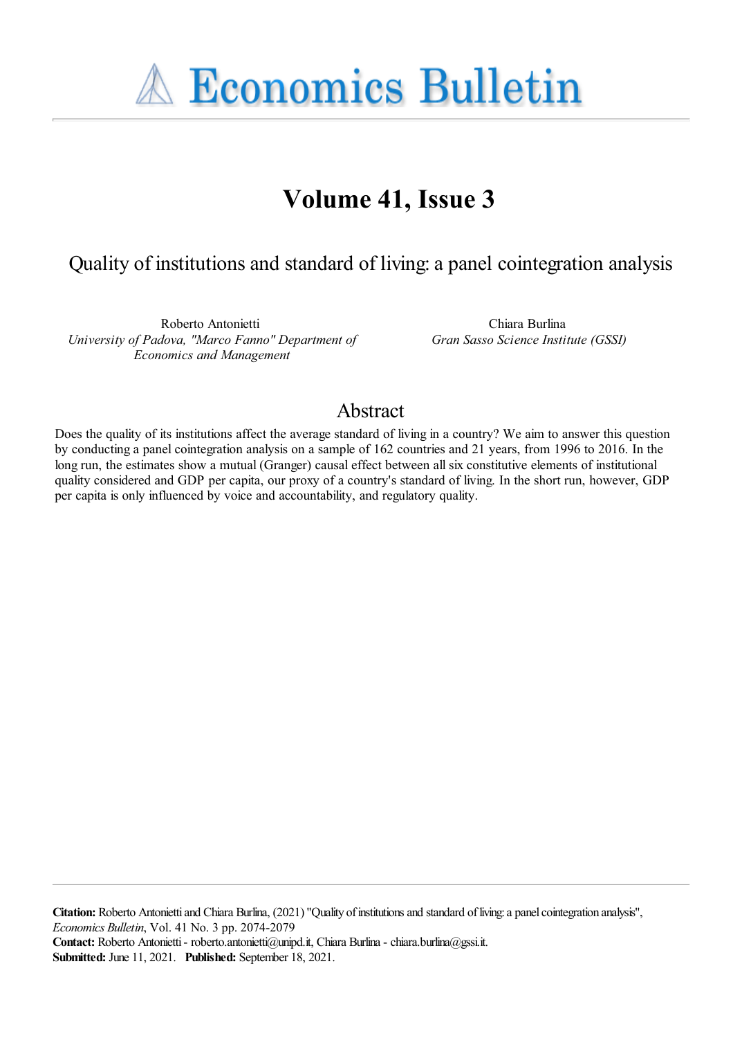# Economics Bulletin

# Volume 41, Issue 3

## Quality of institutions and standard of living: a panel cointegration analysis

Roberto Antonietti
*University of Padova, "Marco Fanno" Department of Economics and Management*

Chiara Burlina
*Gran Sasso Science Institute (GSSI)*

## Abstract

Does the quality of its institutions affect the average standard of living in a country? We aim to answer this question by conducting a panel cointegration analysis on a sample of 162 countries and 21 years, from 1996 to 2016. In the long run, the estimates show a mutual (Granger) causal effect between all six constitutive elements of institutional quality considered and GDP per capita, our proxy of a country's standard of living. In the short run, however, GDP per capita is only influenced by voice and accountability, and regulatory quality.

**Citation:** Roberto Antonietti and Chiara Burlina, (2021) "Quality of institutions and standard of living: a panel cointegration analysis", *Economics Bulletin*, Vol. 41 No. 3 pp. 2074-2079
**Contact:** Roberto Antonietti - roberto.antonietti@unipd.it, Chiara Burlina - chiara.burlina@gssi.it.
**Submitted:** June 11, 2021. **Published:** September 18, 2021.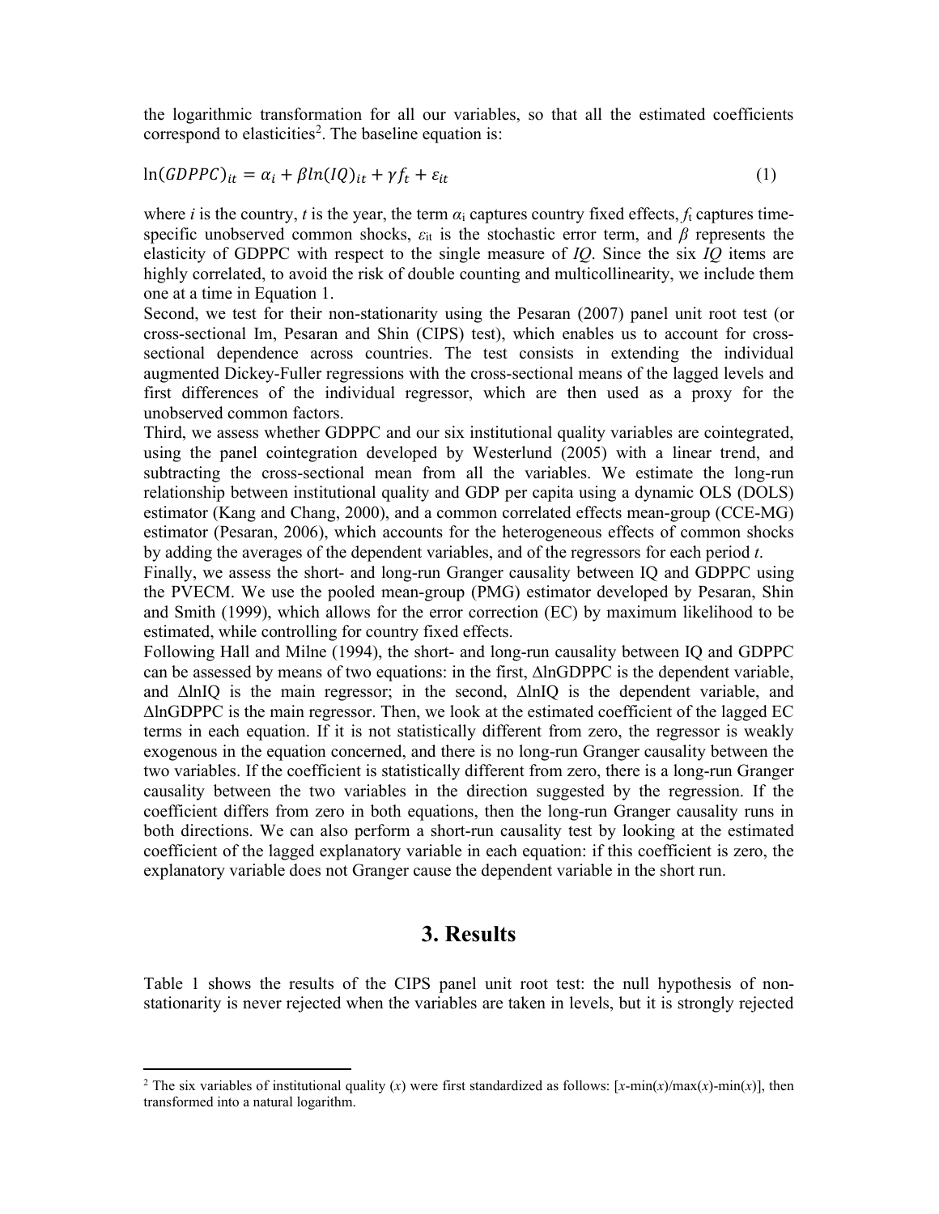the logarithmic transformation for all our variables, so that all the estimated coefficients correspond to elasticities[2]. The baseline equation is:

$$\ln(GDPPC)_{it} = \alpha_i + \beta ln(IQ)_{it} + \gamma f_t + \varepsilon_{it} \tag{1}$$

where $i$ is the country, $t$ is the year, the term $\alpha_i$ captures country fixed effects, $f_t$ captures time-specific unobserved common shocks, $\varepsilon_{it}$ is the stochastic error term, and $\beta$ represents the elasticity of GDPPC with respect to the single measure of *IQ*. Since the six *IQ* items are highly correlated, to avoid the risk of double counting and multicollinearity, we include them one at a time in Equation 1.

Second, we test for their non-stationarity using the Pesaran (2007) panel unit root test (or cross-sectional Im, Pesaran and Shin (CIPS) test), which enables us to account for cross-sectional dependence across countries. The test consists in extending the individual augmented Dickey-Fuller regressions with the cross-sectional means of the lagged levels and first differences of the individual regressor, which are then used as a proxy for the unobserved common factors.

Third, we assess whether GDPPC and our six institutional quality variables are cointegrated, using the panel cointegration developed by Westerlund (2005) with a linear trend, and subtracting the cross-sectional mean from all the variables. We estimate the long-run relationship between institutional quality and GDP per capita using a dynamic OLS (DOLS) estimator (Kang and Chang, 2000), and a common correlated effects mean-group (CCE-MG) estimator (Pesaran, 2006), which accounts for the heterogeneous effects of common shocks by adding the averages of the dependent variables, and of the regressors for each period *t*.

Finally, we assess the short- and long-run Granger causality between IQ and GDPPC using the PVECM. We use the pooled mean-group (PMG) estimator developed by Pesaran, Shin and Smith (1999), which allows for the error correction (EC) by maximum likelihood to be estimated, while controlling for country fixed effects.

Following Hall and Milne (1994), the short- and long-run causality between IQ and GDPPC can be assessed by means of two equations: in the first, ΔlnGDPPC is the dependent variable, and ΔlnIQ is the main regressor; in the second, ΔlnIQ is the dependent variable, and ΔlnGDPPC is the main regressor. Then, we look at the estimated coefficient of the lagged EC terms in each equation. If it is not statistically different from zero, the regressor is weakly exogenous in the equation concerned, and there is no long-run Granger causality between the two variables. If the coefficient is statistically different from zero, there is a long-run Granger causality between the two variables in the direction suggested by the regression. If the coefficient differs from zero in both equations, then the long-run Granger causality runs in both directions. We can also perform a short-run causality test by looking at the estimated coefficient of the lagged explanatory variable in each equation: if this coefficient is zero, the explanatory variable does not Granger cause the dependent variable in the short run.

# 3. Results

Table 1 shows the results of the CIPS panel unit root test: the null hypothesis of non-stationarity is never rejected when the variables are taken in levels, but it is strongly rejected

[2] The six variables of institutional quality ($x$) were first standardized as follows: [$x$-min($x$)/max($x$)-min($x$)], then transformed into a natural logarithm.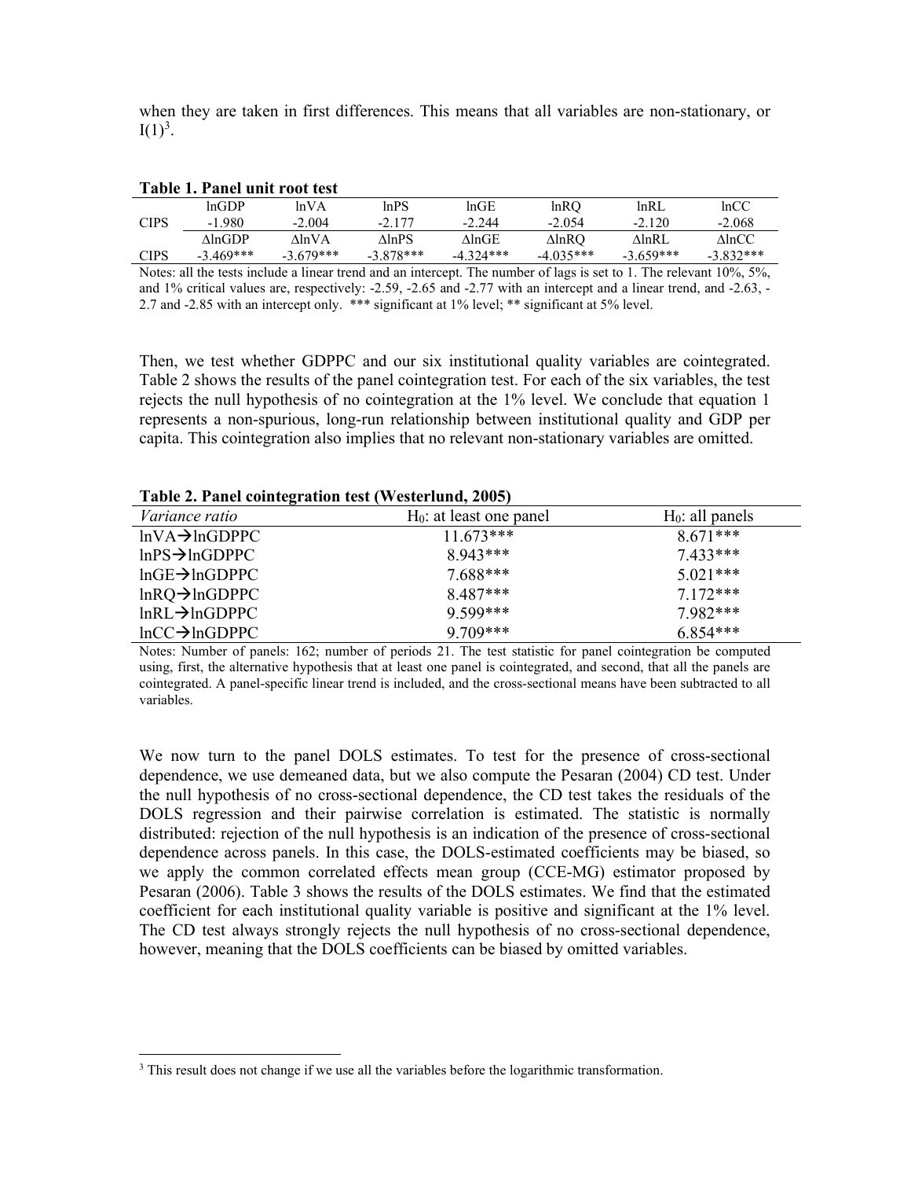when they are taken in first differences. This means that all variables are non-stationary, or I(1)[3].

**Table 1. Panel unit root test**

| | lnGDP | lnVA | lnPS | lnGE | lnRQ | lnRL | lnCC |
|---|---|---|---|---|---|---|---|
| CIPS | -1.980 | -2.004 | -2.177 | -2.244 | -2.054 | -2.120 | -2.068 |
| | ΔlnGDP | ΔlnVA | ΔlnPS | ΔlnGE | ΔlnRQ | ΔlnRL | ΔlnCC |
| CIPS | -3.469*** | -3.679*** | -3.878*** | -4.324*** | -4.035*** | -3.659*** | -3.832*** |

Notes: all the tests include a linear trend and an intercept. The number of lags is set to 1. The relevant 10%, 5%, and 1% critical values are, respectively: -2.59, -2.65 and -2.77 with an intercept and a linear trend, and -2.63, -2.7 and -2.85 with an intercept only. *** significant at 1% level; ** significant at 5% level.

Then, we test whether GDPPC and our six institutional quality variables are cointegrated. Table 2 shows the results of the panel cointegration test. For each of the six variables, the test rejects the null hypothesis of no cointegration at the 1% level. We conclude that equation 1 represents a non-spurious, long-run relationship between institutional quality and GDP per capita. This cointegration also implies that no relevant non-stationary variables are omitted.

**Table 2. Panel cointegration test (Westerlund, 2005)**

| *Variance ratio* | $H_0$: at least one panel | $H_0$: all panels |
|---|---|---|
| lnVA→lnGDPPC | 11.673*** | 8.671*** |
| lnPS→lnGDPPC | 8.943*** | 7.433*** |
| lnGE→lnGDPPC | 7.688*** | 5.021*** |
| lnRQ→lnGDPPC | 8.487*** | 7.172*** |
| lnRL→lnGDPPC | 9.599*** | 7.982*** |
| lnCC→lnGDPPC | 9.709*** | 6.854*** |

Notes: Number of panels: 162; number of periods 21. The test statistic for panel cointegration be computed using, first, the alternative hypothesis that at least one panel is cointegrated, and second, that all the panels are cointegrated. A panel-specific linear trend is included, and the cross-sectional means have been subtracted to all variables.

We now turn to the panel DOLS estimates. To test for the presence of cross-sectional dependence, we use demeaned data, but we also compute the Pesaran (2004) CD test. Under the null hypothesis of no cross-sectional dependence, the CD test takes the residuals of the DOLS regression and their pairwise correlation is estimated. The statistic is normally distributed: rejection of the null hypothesis is an indication of the presence of cross-sectional dependence across panels. In this case, the DOLS-estimated coefficients may be biased, so we apply the common correlated effects mean group (CCE-MG) estimator proposed by Pesaran (2006). Table 3 shows the results of the DOLS estimates. We find that the estimated coefficient for each institutional quality variable is positive and significant at the 1% level. The CD test always strongly rejects the null hypothesis of no cross-sectional dependence, however, meaning that the DOLS coefficients can be biased by omitted variables.

[3] This result does not change if we use all the variables before the logarithmic transformation.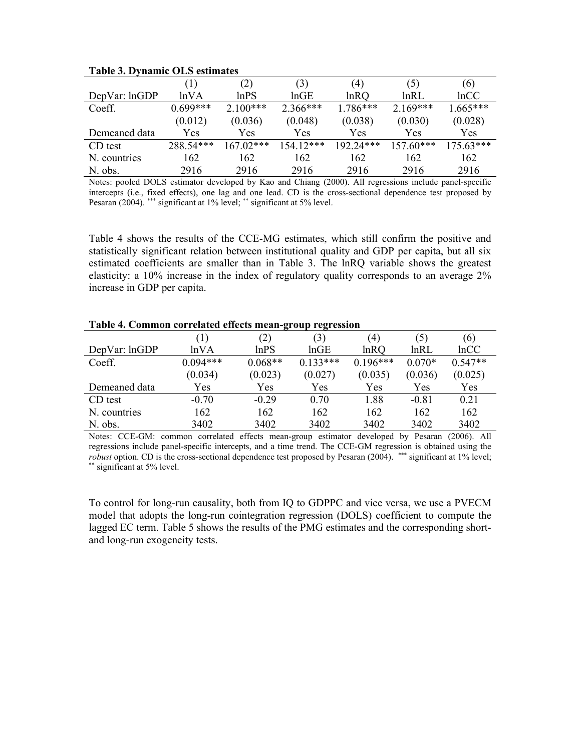**Table 3. Dynamic OLS estimates**

| | (1) | (2) | (3) | (4) | (5) | (6) |
|---|---|---|---|---|---|---|
| DepVar: lnGDP | lnVA | lnPS | lnGE | lnRQ | lnRL | lnCC |
| Coeff. | 0.699*** | 2.100*** | 2.366*** | 1.786*** | 2.169*** | 1.665*** |
| | (0.012) | (0.036) | (0.048) | (0.038) | (0.030) | (0.028) |
| Demeaned data | Yes | Yes | Yes | Yes | Yes | Yes |
| CD test | 288.54*** | 167.02*** | 154.12*** | 192.24*** | 157.60*** | 175.63*** |
| N. countries | 162 | 162 | 162 | 162 | 162 | 162 |
| N. obs. | 2916 | 2916 | 2916 | 2916 | 2916 | 2916 |

Notes: pooled DOLS estimator developed by Kao and Chiang (2000). All regressions include panel-specific intercepts (i.e., fixed effects), one lag and one lead. CD is the cross-sectional dependence test proposed by Pesaran (2004). *** significant at 1% level; ** significant at 5% level.

Table 4 shows the results of the CCE-MG estimates, which still confirm the positive and statistically significant relation between institutional quality and GDP per capita, but all six estimated coefficients are smaller than in Table 3. The lnRQ variable shows the greatest elasticity: a 10% increase in the index of regulatory quality corresponds to an average 2% increase in GDP per capita.

**Table 4. Common correlated effects mean-group regression**

| | (1) | (2) | (3) | (4) | (5) | (6) |
|---|---|---|---|---|---|---|
| DepVar: lnGDP | lnVA | lnPS | lnGE | lnRQ | lnRL | lnCC |
| Coeff. | 0.094*** | 0.068** | 0.133*** | 0.196*** | 0.070* | 0.547** |
| | (0.034) | (0.023) | (0.027) | (0.035) | (0.036) | (0.025) |
| Demeaned data | Yes | Yes | Yes | Yes | Yes | Yes |
| CD test | -0.70 | -0.29 | 0.70 | 1.88 | -0.81 | 0.21 |
| N. countries | 162 | 162 | 162 | 162 | 162 | 162 |
| N. obs. | 3402 | 3402 | 3402 | 3402 | 3402 | 3402 |

Notes: CCE-GM: common correlated effects mean-group estimator developed by Pesaran (2006). All regressions include panel-specific intercepts, and a time trend. The CCE-GM regression is obtained using the *robust* option. CD is the cross-sectional dependence test proposed by Pesaran (2004). *** significant at 1% level; ** significant at 5% level.

To control for long-run causality, both from IQ to GDPPC and vice versa, we use a PVECM model that adopts the long-run cointegration regression (DOLS) coefficient to compute the lagged EC term. Table 5 shows the results of the PMG estimates and the corresponding short- and long-run exogeneity tests.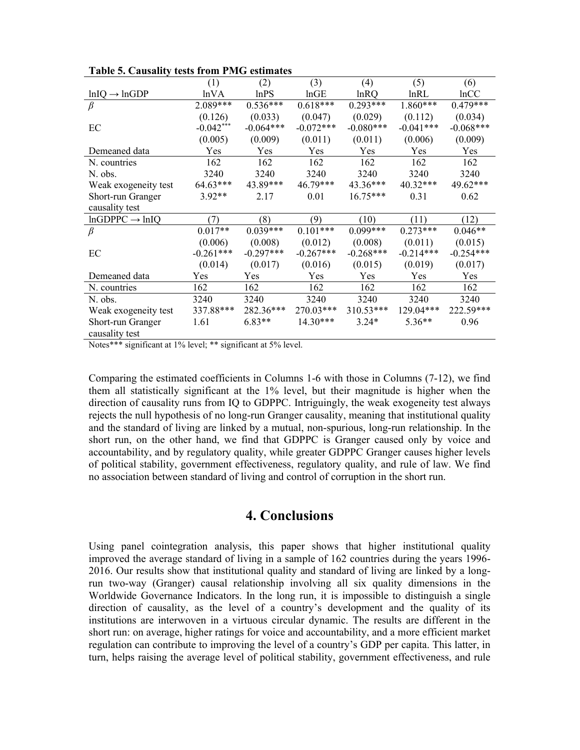**Table 5. Causality tests from PMG estimates**

| | (1) | (2) | (3) | (4) | (5) | (6) |
|---|---|---|---|---|---|---|
| lnIQ → lnGDP | lnVA | lnPS | lnGE | lnRQ | lnRL | lnCC |
| $\beta$ | 2.089*** | 0.536*** | 0.618*** | 0.293*** | 1.860*** | 0.479*** |
| | (0.126) | (0.033) | (0.047) | (0.029) | (0.112) | (0.034) |
| EC | -0.042*** | -0.064*** | -0.072*** | -0.080*** | -0.041*** | -0.068*** |
| | (0.005) | (0.009) | (0.011) | (0.011) | (0.006) | (0.009) |
| Demeaned data | Yes | Yes | Yes | Yes | Yes | Yes |
| N. countries | 162 | 162 | 162 | 162 | 162 | 162 |
| N. obs. | 3240 | 3240 | 3240 | 3240 | 3240 | 3240 |
| Weak exogeneity test | 64.63*** | 43.89*** | 46.79*** | 43.36*** | 40.32*** | 49.62*** |
| Short-run Granger causality test | 3.92** | 2.17 | 0.01 | 16.75*** | 0.31 | 0.62 |
| lnGDPPC → lnIQ | (7) | (8) | (9) | (10) | (11) | (12) |
| $\beta$ | 0.017** | 0.039*** | 0.101*** | 0.099*** | 0.273*** | 0.046** |
| | (0.006) | (0.008) | (0.012) | (0.008) | (0.011) | (0.015) |
| EC | -0.261*** | -0.297*** | -0.267*** | -0.268*** | -0.214*** | -0.254*** |
| | (0.014) | (0.017) | (0.016) | (0.015) | (0.019) | (0.017) |
| Demeaned data | Yes | Yes | Yes | Yes | Yes | Yes |
| N. countries | 162 | 162 | 162 | 162 | 162 | 162 |
| N. obs. | 3240 | 3240 | 3240 | 3240 | 3240 | 3240 |
| Weak exogeneity test | 337.88*** | 282.36*** | 270.03*** | 310.53*** | 129.04*** | 222.59*** |
| Short-run Granger causality test | 1.61 | 6.83** | 14.30*** | 3.24* | 5.36** | 0.96 |

Notes*** significant at 1% level; ** significant at 5% level.

Comparing the estimated coefficients in Columns 1-6 with those in Columns (7-12), we find them all statistically significant at the 1% level, but their magnitude is higher when the direction of causality runs from IQ to GDPPC. Intriguingly, the weak exogeneity test always rejects the null hypothesis of no long-run Granger causality, meaning that institutional quality and the standard of living are linked by a mutual, non-spurious, long-run relationship. In the short run, on the other hand, we find that GDPPC is Granger caused only by voice and accountability, and by regulatory quality, while greater GDPPC Granger causes higher levels of political stability, government effectiveness, regulatory quality, and rule of law. We find no association between standard of living and control of corruption in the short run.

# 4. Conclusions

Using panel cointegration analysis, this paper shows that higher institutional quality improved the average standard of living in a sample of 162 countries during the years 1996-2016. Our results show that institutional quality and standard of living are linked by a long-run two-way (Granger) causal relationship involving all six quality dimensions in the Worldwide Governance Indicators. In the long run, it is impossible to distinguish a single direction of causality, as the level of a country's development and the quality of its institutions are interwoven in a virtuous circular dynamic. The results are different in the short run: on average, higher ratings for voice and accountability, and a more efficient market regulation can contribute to improving the level of a country's GDP per capita. This latter, in turn, helps raising the average level of political stability, government effectiveness, and rule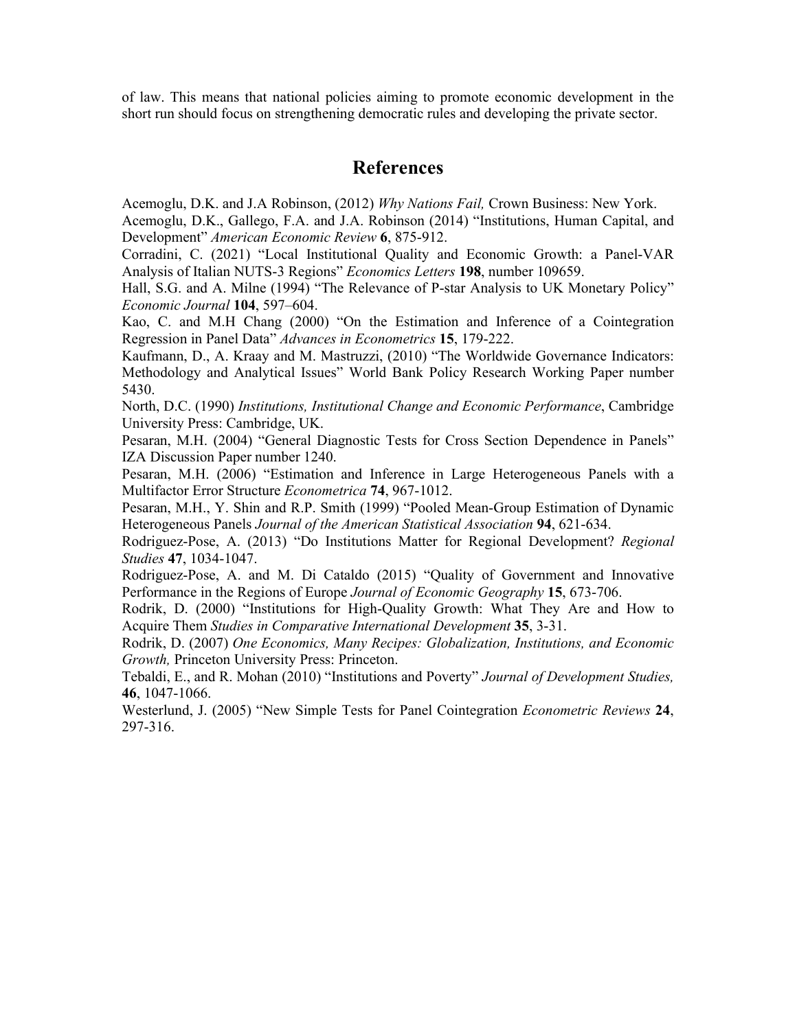of law. This means that national policies aiming to promote economic development in the short run should focus on strengthening democratic rules and developing the private sector.

## References

Acemoglu, D.K. and J.A Robinson, (2012) *Why Nations Fail,* Crown Business: New York.

Acemoglu, D.K., Gallego, F.A. and J.A. Robinson (2014) "Institutions, Human Capital, and Development" *American Economic Review* **6**, 875-912.

Corradini, C. (2021) "Local Institutional Quality and Economic Growth: a Panel-VAR Analysis of Italian NUTS-3 Regions" *Economics Letters* **198**, number 109659.

Hall, S.G. and A. Milne (1994) "The Relevance of P-star Analysis to UK Monetary Policy" *Economic Journal* **104**, 597–604.

Kao, C. and M.H Chang (2000) "On the Estimation and Inference of a Cointegration Regression in Panel Data" *Advances in Econometrics* **15**, 179-222.

Kaufmann, D., A. Kraay and M. Mastruzzi, (2010) "The Worldwide Governance Indicators: Methodology and Analytical Issues" World Bank Policy Research Working Paper number 5430.

North, D.C. (1990) *Institutions, Institutional Change and Economic Performance*, Cambridge University Press: Cambridge, UK.

Pesaran, M.H. (2004) "General Diagnostic Tests for Cross Section Dependence in Panels" IZA Discussion Paper number 1240.

Pesaran, M.H. (2006) "Estimation and Inference in Large Heterogeneous Panels with a Multifactor Error Structure *Econometrica* **74**, 967-1012.

Pesaran, M.H., Y. Shin and R.P. Smith (1999) "Pooled Mean-Group Estimation of Dynamic Heterogeneous Panels *Journal of the American Statistical Association* **94**, 621-634.

Rodriguez-Pose, A. (2013) "Do Institutions Matter for Regional Development? *Regional Studies* **47**, 1034-1047.

Rodriguez-Pose, A. and M. Di Cataldo (2015) "Quality of Government and Innovative Performance in the Regions of Europe *Journal of Economic Geography* **15**, 673-706.

Rodrik, D. (2000) "Institutions for High-Quality Growth: What They Are and How to Acquire Them *Studies in Comparative International Development* **35**, 3-31.

Rodrik, D. (2007) *One Economics, Many Recipes: Globalization, Institutions, and Economic Growth,* Princeton University Press: Princeton.

Tebaldi, E., and R. Mohan (2010) "Institutions and Poverty" *Journal of Development Studies,* **46**, 1047-1066.

Westerlund, J. (2005) "New Simple Tests for Panel Cointegration *Econometric Reviews* **24**, 297-316.